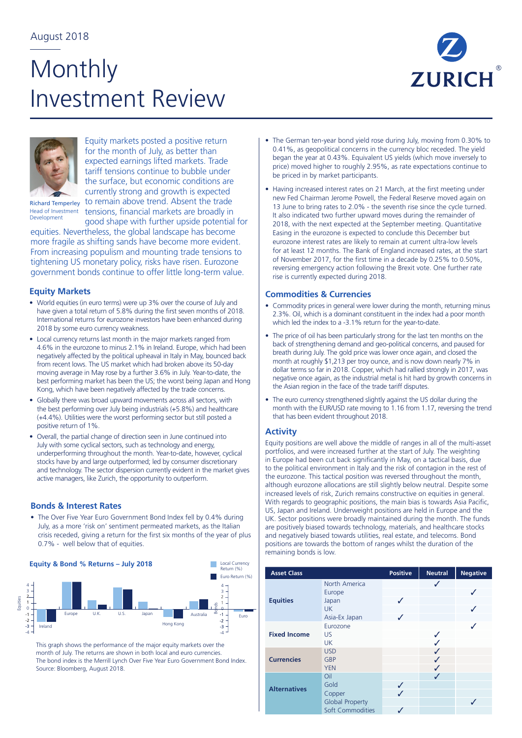August 2018

# Monthly Investment Review

Richard Temperley
Head of Investment Development

Equity markets posted a positive return for the month of July, as better than expected earnings lifted markets. Trade tariff tensions continue to bubble under the surface, but economic conditions are currently strong and growth is expected to remain above trend. Absent the trade tensions, financial markets are broadly in good shape with further upside potential for equities. Nevertheless, the global landscape has become more fragile as shifting sands have become more evident. From increasing populism and mounting trade tensions to tightening US monetary policy, risks have risen. Eurozone government bonds continue to offer little long-term value.

## Equity Markets

- World equities (in euro terms) were up 3% over the course of July and have given a total return of 5.8% during the first seven months of 2018. International returns for eurozone investors have been enhanced during 2018 by some euro currency weakness.
- Local currency returns last month in the major markets ranged from 4.6% in the eurozone to minus 2.1% in Ireland. Europe, which had been negatively affected by the political upheaval in Italy in May, bounced back from recent lows. The US market which had broken above its 50-day moving average in May rose by a further 3.6% in July. Year-to-date, the best performing market has been the US; the worst being Japan and Hong Kong, which have been negatively affected by the trade concerns.
- Globally there was broad upward movements across all sectors, with the best performing over July being industrials (+5.8%) and healthcare (+4.4%). Utilities were the worst performing sector but still posted a positive return of 1%.
- Overall, the partial change of direction seen in June continued into July with some cyclical sectors, such as technology and energy, underperforming throughout the month. Year-to-date, however, cyclical stocks have by and large outperformed; led by consumer discretionary and technology. The sector dispersion currently evident in the market gives active managers, like Zurich, the opportunity to outperform.

## Bonds & Interest Rates

- The Over Five Year Euro Government Bond Index fell by 0.4% during July, as a more 'risk on' sentiment permeated markets, as the Italian crisis receded, giving a return for the first six months of the year of plus 0.7% - well below that of equities.
- The German ten-year bond yield rose during July, moving from 0.30% to 0.41%, as geopolitical concerns in the currency bloc receded. The yield began the year at 0.43%. Equivalent US yields (which move inversely to price) moved higher to roughly 2.95%, as rate expectations continue to be priced in by market participants.
- Having increased interest rates on 21 March, at the first meeting under new Fed Chairman Jerome Powell, the Federal Reserve moved again on 13 June to bring rates to 2.0% - the seventh rise since the cycle turned. It also indicated two further upward moves during the remainder of 2018, with the next expected at the September meeting. Quantitative Easing in the eurozone is expected to conclude this December but eurozone interest rates are likely to remain at current ultra-low levels for at least 12 months. The Bank of England increased rates, at the start of November 2017, for the first time in a decade by 0.25% to 0.50%, reversing emergency action following the Brexit vote. One further rate rise is currently expected during 2018.

### Equity & Bond % Returns – July 2018

Chart legend: Local Currency Return (%); Euro Return (%). Equities: Ireland, Europe, U.K., U.S., Japan, Hong Kong, Australia. Bonds: Euro.

This graph shows the performance of the major equity markets over the month of July. The returns are shown in both local and euro currencies. The bond index is the Merrill Lynch Over Five Year Euro Government Bond Index. Source: Bloomberg, August 2018.

## Commodities & Currencies

- Commodity prices in general were lower during the month, returning minus 2.3%. Oil, which is a dominant constituent in the index had a poor month which led the index to a -3.1% return for the year-to-date.
- The price of oil has been particularly strong for the last ten months on the back of strengthening demand and geo-political concerns, and paused for breath during July. The gold price was lower once again, and closed the month at roughly $1,213 per troy ounce, and is now down nearly 7% in dollar terms so far in 2018. Copper, which had rallied strongly in 2017, was negative once again, as the industrial metal is hit hard by growth concerns in the Asian region in the face of the trade tariff disputes.
- The euro currency strengthened slightly against the US dollar during the month with the EUR/USD rate moving to 1.16 from 1.17, reversing the trend that has been evident throughout 2018.

## Activity

Equity positions are well above the middle of ranges in all of the multi-asset portfolios, and were increased further at the start of July. The weighting in Europe had been cut back significantly in May, on a tactical basis, due to the political environment in Italy and the risk of contagion in the rest of the eurozone. This tactical position was reversed throughout the month, although eurozone allocations are still slightly below neutral. Despite some increased levels of risk, Zurich remains constructive on equities in general. With regards to geographic positions, the main bias is towards Asia Pacific, US, Japan and Ireland. Underweight positions are held in Europe and the UK. Sector positions were broadly maintained during the month. The funds are positively biased towards technology, materials, and healthcare stocks and negatively biased towards utilities, real estate, and telecoms. Bond positions are towards the bottom of ranges whilst the duration of the remaining bonds is low.

| Asset Class | | Positive | Neutral | Negative |
|---|---|---|---|---|
| Equities | North America | | ✓ | |
| | Europe | | | ✓ |
| | Japan | ✓ | | |
| | UK | | | ✓ |
| | Asia-Ex Japan | ✓ | | |
| Fixed Income | Eurozone | | | ✓ |
| | US | | ✓ | |
| | UK | | ✓ | |
| Currencies | USD | | ✓ | |
| | GBP | | ✓ | |
| | YEN | | ✓ | |
| Alternatives | Oil | | ✓ | |
| | Gold | ✓ | | |
| | Copper | ✓ | | |
| | Global Property | | | ✓ |
| | Soft Commodities | ✓ | | |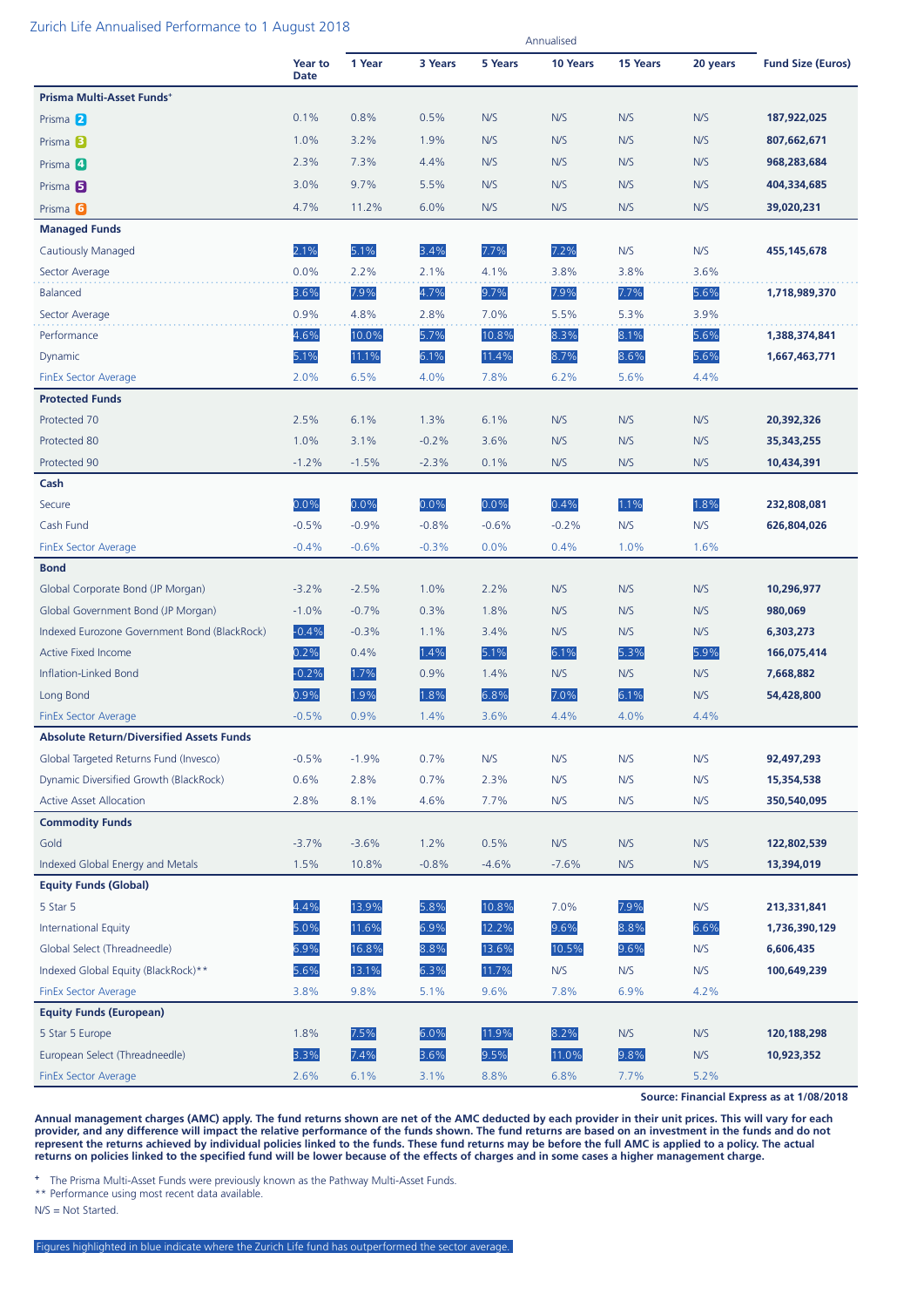## Zurich Life Annualised Performance to 1 August 2018

| | Year to Date | Annualised 1 Year | 3 Years | 5 Years | 10 Years | 15 Years | 20 years | Fund Size (Euros) |
|---|---|---|---|---|---|---|---|---|
| **Prisma Multi-Asset Funds+** | | | | | | | | |
| Prisma 2 | 0.1% | 0.8% | 0.5% | N/S | N/S | N/S | N/S | **187,922,025** |
| Prisma 3 | 1.0% | 3.2% | 1.9% | N/S | N/S | N/S | N/S | **807,662,671** |
| Prisma 4 | 2.3% | 7.3% | 4.4% | N/S | N/S | N/S | N/S | **968,283,684** |
| Prisma 5 | 3.0% | 9.7% | 5.5% | N/S | N/S | N/S | N/S | **404,334,685** |
| Prisma 6 | 4.7% | 11.2% | 6.0% | N/S | N/S | N/S | N/S | **39,020,231** |
| **Managed Funds** | | | | | | | | |
| Cautiously Managed | 2.1% | 5.1% | 3.4% | 7.7% | 7.2% | N/S | N/S | **455,145,678** |
| Sector Average | 0.0% | 2.2% | 2.1% | 4.1% | 3.8% | 3.8% | 3.6% | |
| Balanced | 3.6% | 7.9% | 4.7% | 9.7% | 7.9% | 7.7% | 5.6% | **1,718,989,370** |
| Sector Average | 0.9% | 4.8% | 2.8% | 7.0% | 5.5% | 5.3% | 3.9% | |
| Performance | 4.6% | 10.0% | 5.7% | 10.8% | 8.3% | 8.1% | 5.6% | **1,388,374,841** |
| Dynamic | 5.1% | 11.1% | 6.1% | 11.4% | 8.7% | 8.6% | 5.6% | **1,667,463,771** |
| FinEx Sector Average | 2.0% | 6.5% | 4.0% | 7.8% | 6.2% | 5.6% | 4.4% | |
| **Protected Funds** | | | | | | | | |
| Protected 70 | 2.5% | 6.1% | 1.3% | 6.1% | N/S | N/S | N/S | **20,392,326** |
| Protected 80 | 1.0% | 3.1% | -0.2% | 3.6% | N/S | N/S | N/S | **35,343,255** |
| Protected 90 | -1.2% | -1.5% | -2.3% | 0.1% | N/S | N/S | N/S | **10,434,391** |
| **Cash** | | | | | | | | |
| Secure | 0.0% | 0.0% | 0.0% | 0.0% | 0.4% | 1.1% | 1.8% | **232,808,081** |
| Cash Fund | -0.5% | -0.9% | -0.8% | -0.6% | -0.2% | N/S | N/S | **626,804,026** |
| FinEx Sector Average | -0.4% | -0.6% | -0.3% | 0.0% | 0.4% | 1.0% | 1.6% | |
| **Bond** | | | | | | | | |
| Global Corporate Bond (JP Morgan) | -3.2% | -2.5% | 1.0% | 2.2% | N/S | N/S | N/S | **10,296,977** |
| Global Government Bond (JP Morgan) | -1.0% | -0.7% | 0.3% | 1.8% | N/S | N/S | N/S | **980,069** |
| Indexed Eurozone Government Bond (BlackRock) | -0.4% | -0.3% | 1.1% | 3.4% | N/S | N/S | N/S | **6,303,273** |
| Active Fixed Income | 0.2% | 0.4% | 1.4% | 5.1% | 6.1% | 5.3% | 5.9% | **166,075,414** |
| Inflation-Linked Bond | -0.2% | 1.7% | 0.9% | 1.4% | N/S | N/S | N/S | **7,668,882** |
| Long Bond | 0.9% | 1.9% | 1.8% | 6.8% | 7.0% | 6.1% | N/S | **54,428,800** |
| FinEx Sector Average | -0.5% | 0.9% | 1.4% | 3.6% | 4.4% | 4.0% | 4.4% | |
| **Absolute Return/Diversified Assets Funds** | | | | | | | | |
| Global Targeted Returns Fund (Invesco) | -0.5% | -1.9% | 0.7% | N/S | N/S | N/S | N/S | **92,497,293** |
| Dynamic Diversified Growth (BlackRock) | 0.6% | 2.8% | 0.7% | 2.3% | N/S | N/S | N/S | **15,354,538** |
| Active Asset Allocation | 2.8% | 8.1% | 4.6% | 7.7% | N/S | N/S | N/S | **350,540,095** |
| **Commodity Funds** | | | | | | | | |
| Gold | -3.7% | -3.6% | 1.2% | 0.5% | N/S | N/S | N/S | **122,802,539** |
| Indexed Global Energy and Metals | 1.5% | 10.8% | -0.8% | -4.6% | -7.6% | N/S | N/S | **13,394,019** |
| **Equity Funds (Global)** | | | | | | | | |
| 5 Star 5 | 4.4% | 13.9% | 5.8% | 10.8% | 7.0% | 7.9% | N/S | **213,331,841** |
| International Equity | 5.0% | 11.6% | 6.9% | 12.2% | 9.6% | 8.8% | 6.6% | **1,736,390,129** |
| Global Select (Threadneedle) | 6.9% | 16.8% | 8.8% | 13.6% | 10.5% | 9.6% | N/S | **6,606,435** |
| Indexed Global Equity (BlackRock)** | 5.6% | 13.1% | 6.3% | 11.7% | N/S | N/S | N/S | **100,649,239** |
| FinEx Sector Average | 3.8% | 9.8% | 5.1% | 9.6% | 7.8% | 6.9% | 4.2% | |
| **Equity Funds (European)** | | | | | | | | |
| 5 Star 5 Europe | 1.8% | 7.5% | 6.0% | 11.9% | 8.2% | N/S | N/S | **120,188,298** |
| European Select (Threadneedle) | 3.3% | 7.4% | 3.6% | 9.5% | 11.0% | 9.8% | N/S | **10,923,352** |
| FinEx Sector Average | 2.6% | 6.1% | 3.1% | 8.8% | 6.8% | 7.7% | 5.2% | |

**Source: Financial Express as at 1/08/2018**

**Annual management charges (AMC) apply. The fund returns shown are net of the AMC deducted by each provider in their unit prices. This will vary for each provider, and any difference will impact the relative performance of the funds shown. The fund returns are based on an investment in the funds and do not represent the returns achieved by individual policies linked to the funds. These fund returns may be before the full AMC is applied to a policy. The actual returns on policies linked to the specified fund will be lower because of the effects of charges and in some cases a higher management charge.**

+ The Prisma Multi-Asset Funds were previously known as the Pathway Multi-Asset Funds.

** Performance using most recent data available.

N/S = Not Started.

Figures highlighted in blue indicate where the Zurich Life fund has outperformed the sector average.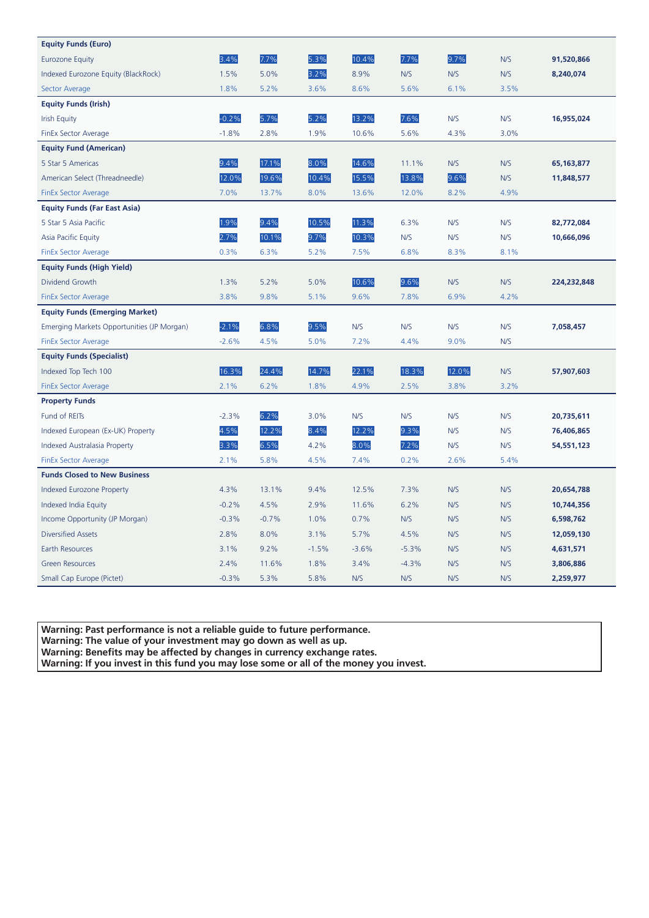| | | | | | | | | |
|---|---|---|---|---|---|---|---|---|
| **Equity Funds (Euro)** | | | | | | | | |
| Eurozone Equity | 3.4% | 7.7% | 5.3% | 10.4% | 7.7% | 9.7% | N/S | **91,520,866** |
| Indexed Eurozone Equity (BlackRock) | 1.5% | 5.0% | 3.2% | 8.9% | N/S | N/S | N/S | **8,240,074** |
| Sector Average | 1.8% | 5.2% | 3.6% | 8.6% | 5.6% | 6.1% | 3.5% | |
| **Equity Funds (Irish)** | | | | | | | | |
| Irish Equity | -0.2% | 5.7% | 5.2% | 13.2% | 7.6% | N/S | N/S | **16,955,024** |
| FinEx Sector Average | -1.8% | 2.8% | 1.9% | 10.6% | 5.6% | 4.3% | 3.0% | |
| **Equity Fund (American)** | | | | | | | | |
| 5 Star 5 Americas | 9.4% | 17.1% | 8.0% | 14.6% | 11.1% | N/S | N/S | **65,163,877** |
| American Select (Threadneedle) | 12.0% | 19.6% | 10.4% | 15.5% | 13.8% | 9.6% | N/S | **11,848,577** |
| FinEx Sector Average | 7.0% | 13.7% | 8.0% | 13.6% | 12.0% | 8.2% | 4.9% | |
| **Equity Funds (Far East Asia)** | | | | | | | | |
| 5 Star 5 Asia Pacific | 1.9% | 9.4% | 10.5% | 11.3% | 6.3% | N/S | N/S | **82,772,084** |
| Asia Pacific Equity | 2.7% | 10.1% | 9.7% | 10.3% | N/S | N/S | N/S | **10,666,096** |
| FinEx Sector Average | 0.3% | 6.3% | 5.2% | 7.5% | 6.8% | 8.3% | 8.1% | |
| **Equity Funds (High Yield)** | | | | | | | | |
| Dividend Growth | 1.3% | 5.2% | 5.0% | 10.6% | 9.6% | N/S | N/S | **224,232,848** |
| FinEx Sector Average | 3.8% | 9.8% | 5.1% | 9.6% | 7.8% | 6.9% | 4.2% | |
| **Equity Funds (Emerging Market)** | | | | | | | | |
| Emerging Markets Opportunities (JP Morgan) | -2.1% | 6.8% | 9.5% | N/S | N/S | N/S | N/S | **7,058,457** |
| FinEx Sector Average | -2.6% | 4.5% | 5.0% | 7.2% | 4.4% | 9.0% | N/S | |
| **Equity Funds (Specialist)** | | | | | | | | |
| Indexed Top Tech 100 | 16.3% | 24.4% | 14.7% | 22.1% | 18.3% | 12.0% | N/S | **57,907,603** |
| FinEx Sector Average | 2.1% | 6.2% | 1.8% | 4.9% | 2.5% | 3.8% | 3.2% | |
| **Property Funds** | | | | | | | | |
| Fund of REITs | -2.3% | 6.2% | 3.0% | N/S | N/S | N/S | N/S | **20,735,611** |
| Indexed European (Ex-UK) Property | 4.5% | 12.2% | 8.4% | 12.2% | 9.3% | N/S | N/S | **76,406,865** |
| Indexed Australasia Property | 3.3% | 6.5% | 4.2% | 8.0% | 7.2% | N/S | N/S | **54,551,123** |
| FinEx Sector Average | 2.1% | 5.8% | 4.5% | 7.4% | 0.2% | 2.6% | 5.4% | |
| **Funds Closed to New Business** | | | | | | | | |
| Indexed Eurozone Property | 4.3% | 13.1% | 9.4% | 12.5% | 7.3% | N/S | N/S | **20,654,788** |
| Indexed India Equity | -0.2% | 4.5% | 2.9% | 11.6% | 6.2% | N/S | N/S | **10,744,356** |
| Income Opportunity (JP Morgan) | -0.3% | -0.7% | 1.0% | 0.7% | N/S | N/S | N/S | **6,598,762** |
| Diversified Assets | 2.8% | 8.0% | 3.1% | 5.7% | 4.5% | N/S | N/S | **12,059,130** |
| Earth Resources | 3.1% | 9.2% | -1.5% | -3.6% | -5.3% | N/S | N/S | **4,631,571** |
| Green Resources | 2.4% | 11.6% | 1.8% | 3.4% | -4.3% | N/S | N/S | **3,806,886** |
| Small Cap Europe (Pictet) | -0.3% | 5.3% | 5.8% | N/S | N/S | N/S | N/S | **2,259,977** |

**Warning: Past performance is not a reliable guide to future performance.**
**Warning: The value of your investment may go down as well as up.**
**Warning: Benefits may be affected by changes in currency exchange rates.**
**Warning: If you invest in this fund you may lose some or all of the money you invest.**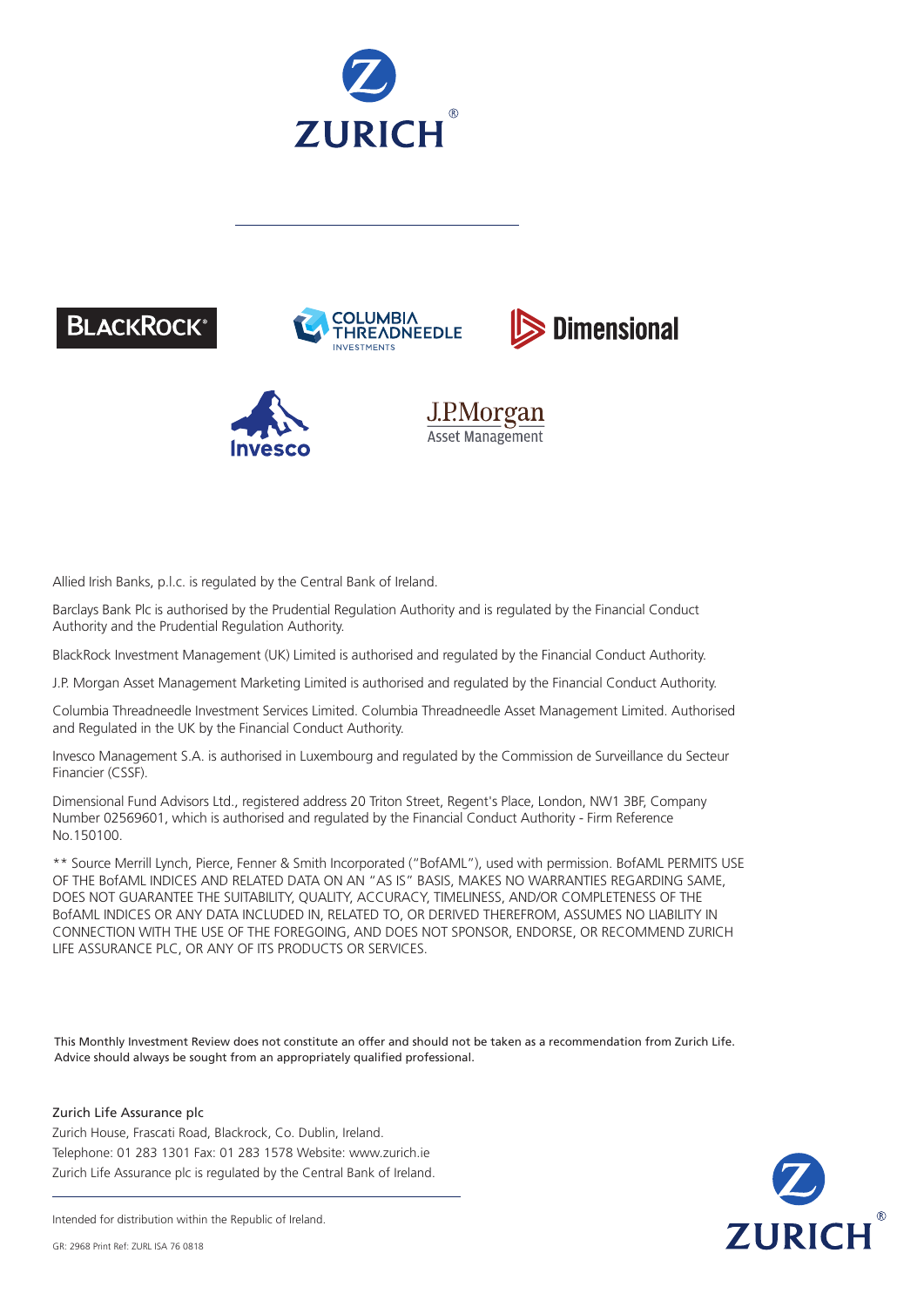Allied Irish Banks, p.l.c. is regulated by the Central Bank of Ireland.

Barclays Bank Plc is authorised by the Prudential Regulation Authority and is regulated by the Financial Conduct Authority and the Prudential Regulation Authority.

BlackRock Investment Management (UK) Limited is authorised and regulated by the Financial Conduct Authority.

J.P. Morgan Asset Management Marketing Limited is authorised and regulated by the Financial Conduct Authority.

Columbia Threadneedle Investment Services Limited. Columbia Threadneedle Asset Management Limited. Authorised and Regulated in the UK by the Financial Conduct Authority.

Invesco Management S.A. is authorised in Luxembourg and regulated by the Commission de Surveillance du Secteur Financier (CSSF).

Dimensional Fund Advisors Ltd., registered address 20 Triton Street, Regent's Place, London, NW1 3BF, Company Number 02569601, which is authorised and regulated by the Financial Conduct Authority - Firm Reference No.150100.

** Source Merrill Lynch, Pierce, Fenner & Smith Incorporated ("BofAML"), used with permission. BofAML PERMITS USE OF THE BofAML INDICES AND RELATED DATA ON AN "AS IS" BASIS, MAKES NO WARRANTIES REGARDING SAME, DOES NOT GUARANTEE THE SUITABILITY, QUALITY, ACCURACY, TIMELINESS, AND/OR COMPLETENESS OF THE BofAML INDICES OR ANY DATA INCLUDED IN, RELATED TO, OR DERIVED THEREFROM, ASSUMES NO LIABILITY IN CONNECTION WITH THE USE OF THE FOREGOING, AND DOES NOT SPONSOR, ENDORSE, OR RECOMMEND ZURICH LIFE ASSURANCE PLC, OR ANY OF ITS PRODUCTS OR SERVICES.

This Monthly Investment Review does not constitute an offer and should not be taken as a recommendation from Zurich Life. Advice should always be sought from an appropriately qualified professional.

Zurich Life Assurance plc
Zurich House, Frascati Road, Blackrock, Co. Dublin, Ireland.
Telephone: 01 283 1301 Fax: 01 283 1578 Website: www.zurich.ie
Zurich Life Assurance plc is regulated by the Central Bank of Ireland.

Intended for distribution within the Republic of Ireland.

GR: 2968 Print Ref: ZURL ISA 76 0818